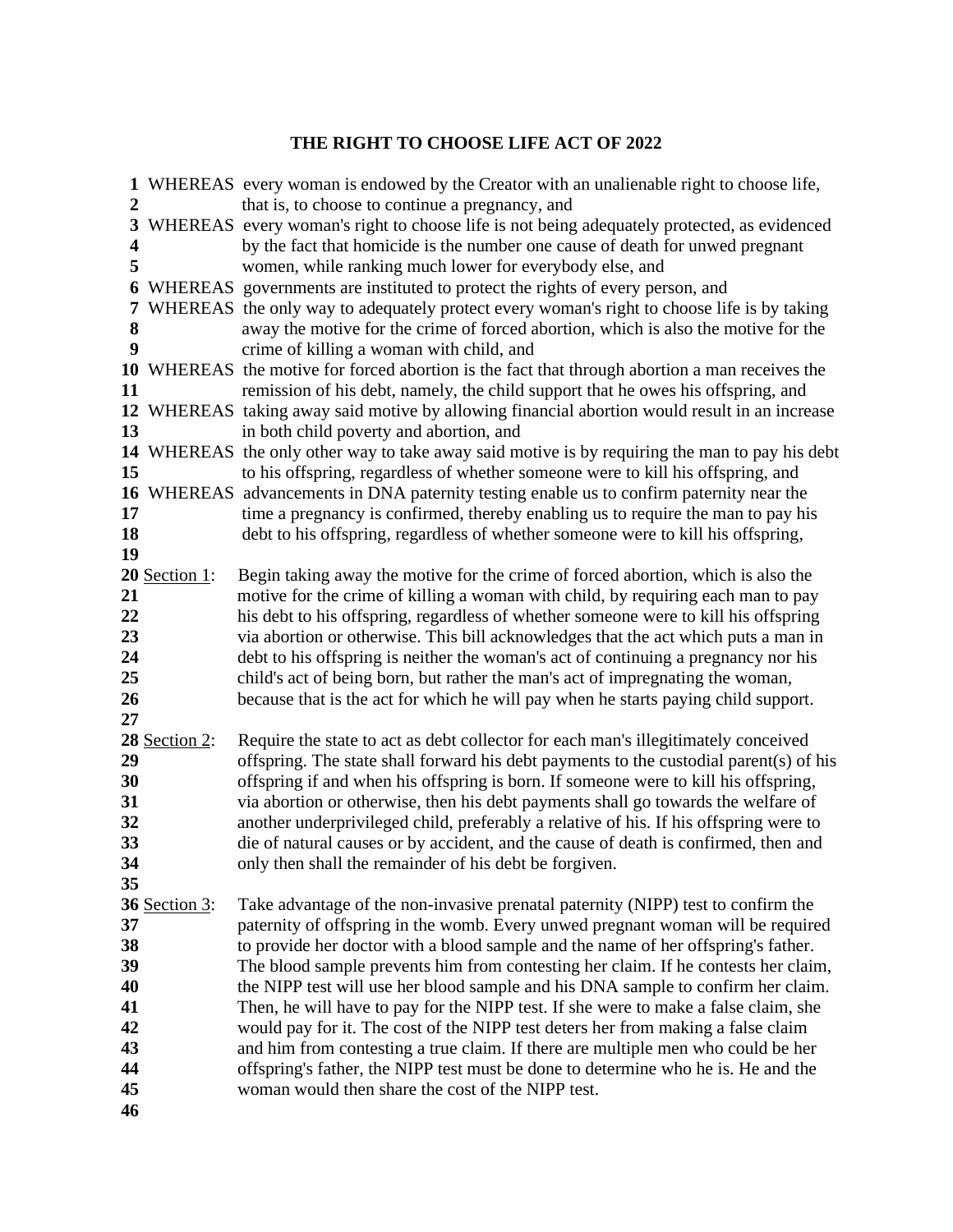# THE RIGHT TO CHOOSE LIFE ACT OF 2022

WHEREAS every woman is endowed by the Creator with an unalienable right to choose life, that is, to choose to continue a pregnancy, and

WHEREAS every woman's right to choose life is not being adequately protected, as evidenced by the fact that homicide is the number one cause of death for unwed pregnant women, while ranking much lower for everybody else, and

WHEREAS governments are instituted to protect the rights of every person, and

WHEREAS the only way to adequately protect every woman's right to choose life is by taking away the motive for the crime of forced abortion, which is also the motive for the crime of killing a woman with child, and

WHEREAS the motive for forced abortion is the fact that through abortion a man receives the remission of his debt, namely, the child support that he owes his offspring, and

WHEREAS taking away said motive by allowing financial abortion would result in an increase in both child poverty and abortion, and

WHEREAS the only other way to take away said motive is by requiring the man to pay his debt to his offspring, regardless of whether someone were to kill his offspring, and

WHEREAS advancements in DNA paternity testing enable us to confirm paternity near the time a pregnancy is confirmed, thereby enabling us to require the man to pay his debt to his offspring, regardless of whether someone were to kill his offspring,

Section 1: Begin taking away the motive for the crime of forced abortion, which is also the motive for the crime of killing a woman with child, by requiring each man to pay his debt to his offspring, regardless of whether someone were to kill his offspring via abortion or otherwise. This bill acknowledges that the act which puts a man in debt to his offspring is neither the woman's act of continuing a pregnancy nor his child's act of being born, but rather the man's act of impregnating the woman, because that is the act for which he will pay when he starts paying child support.

Section 2: Require the state to act as debt collector for each man's illegitimately conceived offspring. The state shall forward his debt payments to the custodial parent(s) of his offspring if and when his offspring is born. If someone were to kill his offspring, via abortion or otherwise, then his debt payments shall go towards the welfare of another underprivileged child, preferably a relative of his. If his offspring were to die of natural causes or by accident, and the cause of death is confirmed, then and only then shall the remainder of his debt be forgiven.

Section 3: Take advantage of the non-invasive prenatal paternity (NIPP) test to confirm the paternity of offspring in the womb. Every unwed pregnant woman will be required to provide her doctor with a blood sample and the name of her offspring's father. The blood sample prevents him from contesting her claim. If he contests her claim, the NIPP test will use her blood sample and his DNA sample to confirm her claim. Then, he will have to pay for the NIPP test. If she were to make a false claim, she would pay for it. The cost of the NIPP test deters her from making a false claim and him from contesting a true claim. If there are multiple men who could be her offspring's father, the NIPP test must be done to determine who he is. He and the woman would then share the cost of the NIPP test.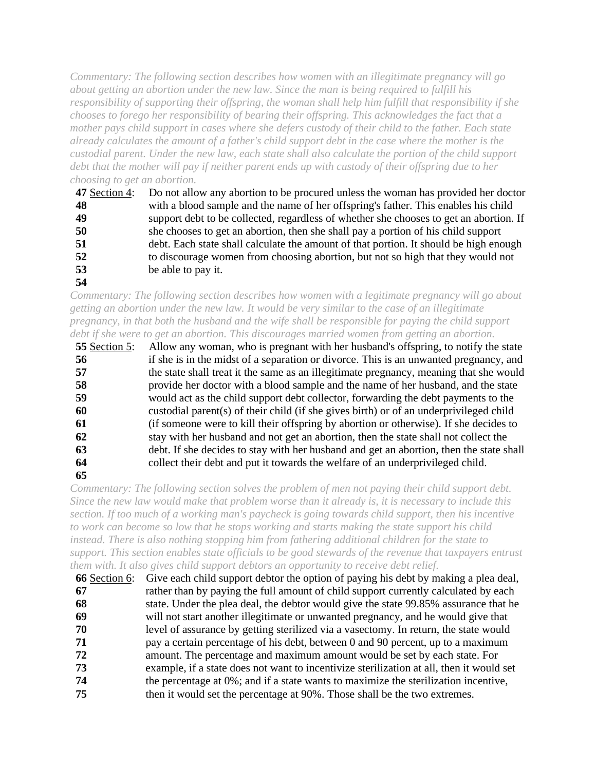*Commentary: The following section describes how women with an illegitimate pregnancy will go about getting an abortion under the new law. Since the man is being required to fulfill his responsibility of supporting their offspring, the woman shall help him fulfill that responsibility if she chooses to forego her responsibility of bearing their offspring. This acknowledges the fact that a mother pays child support in cases where she defers custody of their child to the father. Each state already calculates the amount of a father's child support debt in the case where the mother is the custodial parent. Under the new law, each state shall also calculate the portion of the child support debt that the mother will pay if neither parent ends up with custody of their offspring due to her choosing to get an abortion.*

**47** Section 4: Do not allow any abortion to be procured unless the woman has provided her doctor
**48** with a blood sample and the name of her offspring's father. This enables his child
**49** support debt to be collected, regardless of whether she chooses to get an abortion. If
**50** she chooses to get an abortion, then she shall pay a portion of his child support
**51** debt. Each state shall calculate the amount of that portion. It should be high enough
**52** to discourage women from choosing abortion, but not so high that they would not
**53** be able to pay it.
**54**

*Commentary: The following section describes how women with a legitimate pregnancy will go about getting an abortion under the new law. It would be very similar to the case of an illegitimate pregnancy, in that both the husband and the wife shall be responsible for paying the child support debt if she were to get an abortion. This discourages married women from getting an abortion.*

**55** Section 5: Allow any woman, who is pregnant with her husband's offspring, to notify the state
**56** if she is in the midst of a separation or divorce. This is an unwanted pregnancy, and
**57** the state shall treat it the same as an illegitimate pregnancy, meaning that she would
**58** provide her doctor with a blood sample and the name of her husband, and the state
**59** would act as the child support debt collector, forwarding the debt payments to the
**60** custodial parent(s) of their child (if she gives birth) or of an underprivileged child
**61** (if someone were to kill their offspring by abortion or otherwise). If she decides to
**62** stay with her husband and not get an abortion, then the state shall not collect the
**63** debt. If she decides to stay with her husband and get an abortion, then the state shall
**64** collect their debt and put it towards the welfare of an underprivileged child.
**65**

*Commentary: The following section solves the problem of men not paying their child support debt. Since the new law would make that problem worse than it already is, it is necessary to include this section. If too much of a working man's paycheck is going towards child support, then his incentive to work can become so low that he stops working and starts making the state support his child instead. There is also nothing stopping him from fathering additional children for the state to support. This section enables state officials to be good stewards of the revenue that taxpayers entrust them with. It also gives child support debtors an opportunity to receive debt relief.*

**66** Section 6: Give each child support debtor the option of paying his debt by making a plea deal,
**67** rather than by paying the full amount of child support currently calculated by each
**68** state. Under the plea deal, the debtor would give the state 99.85% assurance that he
**69** will not start another illegitimate or unwanted pregnancy, and he would give that
**70** level of assurance by getting sterilized via a vasectomy. In return, the state would
**71** pay a certain percentage of his debt, between 0 and 90 percent, up to a maximum
**72** amount. The percentage and maximum amount would be set by each state. For
**73** example, if a state does not want to incentivize sterilization at all, then it would set
**74** the percentage at 0%; and if a state wants to maximize the sterilization incentive,
**75** then it would set the percentage at 90%. Those shall be the two extremes.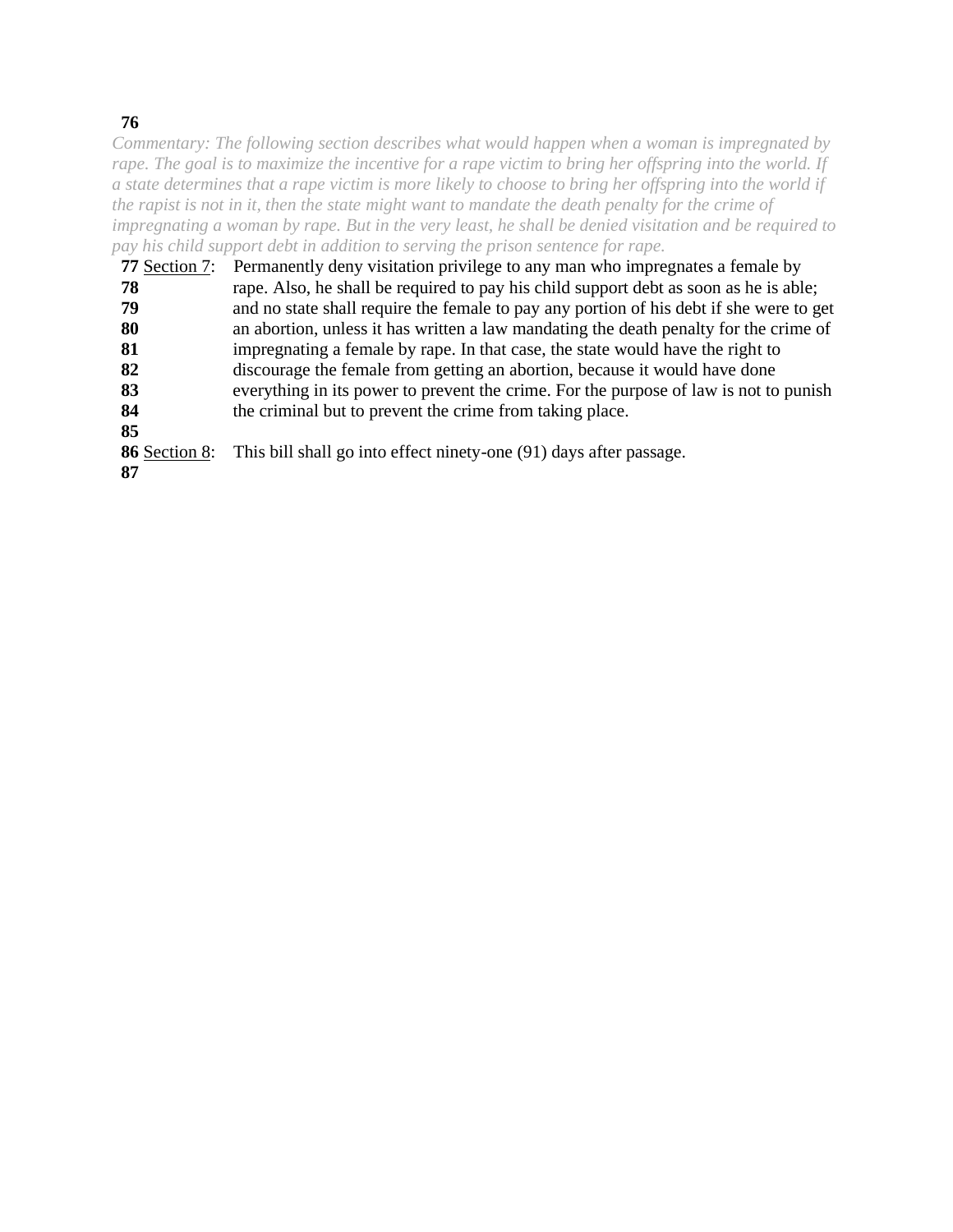76

*Commentary: The following section describes what would happen when a woman is impregnated by rape. The goal is to maximize the incentive for a rape victim to bring her offspring into the world. If a state determines that a rape victim is more likely to choose to bring her offspring into the world if the rapist is not in it, then the state might want to mandate the death penalty for the crime of impregnating a woman by rape. But in the very least, he shall be denied visitation and be required to pay his child support debt in addition to serving the prison sentence for rape.*

77 <u>Section 7</u>: Permanently deny visitation privilege to any man who impregnates a female by
78 rape. Also, he shall be required to pay his child support debt as soon as he is able;
79 and no state shall require the female to pay any portion of his debt if she were to get
80 an abortion, unless it has written a law mandating the death penalty for the crime of
81 impregnating a female by rape. In that case, the state would have the right to
82 discourage the female from getting an abortion, because it would have done
83 everything in its power to prevent the crime. For the purpose of law is not to punish
84 the criminal but to prevent the crime from taking place.
85
86 <u>Section 8</u>: This bill shall go into effect ninety-one (91) days after passage.
87